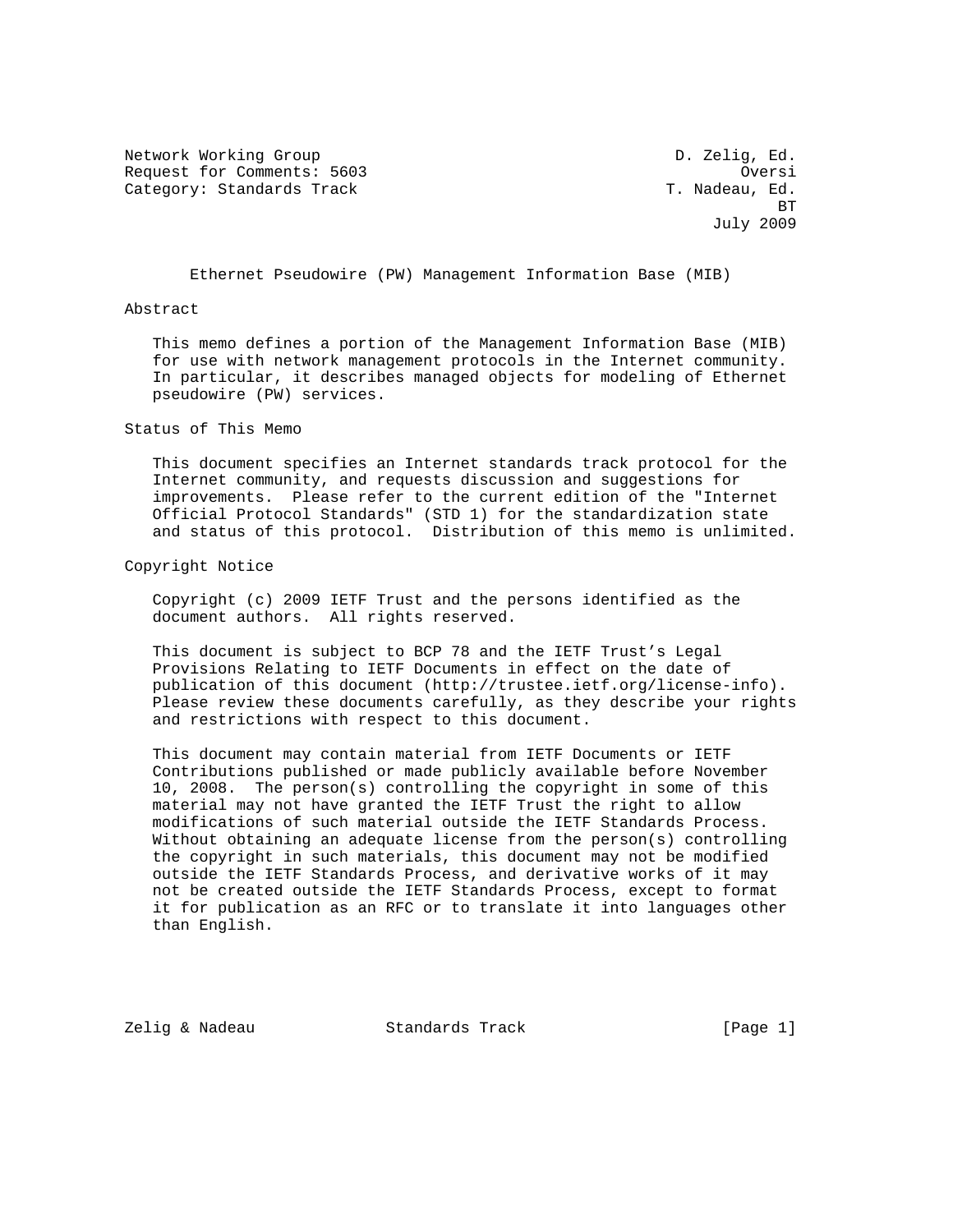Network Working Group                                      D. Zelig, Ed.
Request for Comments: 5603                                        Oversi
Category: Standards Track                                 T. Nadeau, Ed.
                                                                      BT
                                                               July 2009

# Ethernet Pseudowire (PW) Management Information Base (MIB)

## Abstract

This memo defines a portion of the Management Information Base (MIB) for use with network management protocols in the Internet community. In particular, it describes managed objects for modeling of Ethernet pseudowire (PW) services.

## Status of This Memo

This document specifies an Internet standards track protocol for the Internet community, and requests discussion and suggestions for improvements. Please refer to the current edition of the "Internet Official Protocol Standards" (STD 1) for the standardization state and status of this protocol. Distribution of this memo is unlimited.

## Copyright Notice

Copyright (c) 2009 IETF Trust and the persons identified as the document authors. All rights reserved.

This document is subject to BCP 78 and the IETF Trust's Legal Provisions Relating to IETF Documents in effect on the date of publication of this document (http://trustee.ietf.org/license-info). Please review these documents carefully, as they describe your rights and restrictions with respect to this document.

This document may contain material from IETF Documents or IETF Contributions published or made publicly available before November 10, 2008. The person(s) controlling the copyright in some of this material may not have granted the IETF Trust the right to allow modifications of such material outside the IETF Standards Process. Without obtaining an adequate license from the person(s) controlling the copyright in such materials, this document may not be modified outside the IETF Standards Process, and derivative works of it may not be created outside the IETF Standards Process, except to format it for publication as an RFC or to translate it into languages other than English.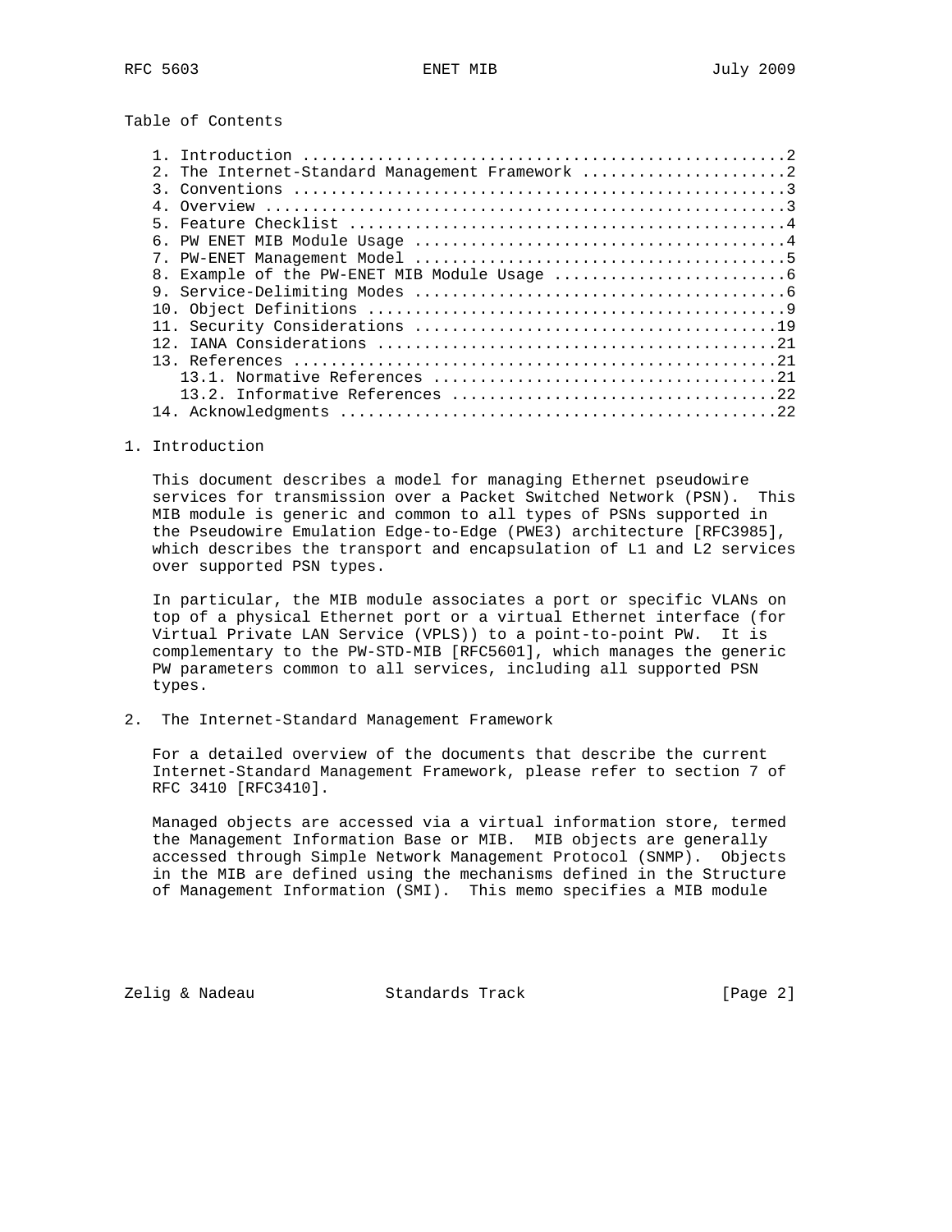Table of Contents

```
   1. Introduction ....................................................2
   2. The Internet-Standard Management Framework ......................2
   3. Conventions .....................................................3
   4. Overview ........................................................3
   5. Feature Checklist ...............................................4
   6. PW ENET MIB Module Usage ........................................4
   7. PW-ENET Management Model ........................................5
   8. Example of the PW-ENET MIB Module Usage .........................6
   9. Service-Delimiting Modes ........................................6
   10. Object Definitions .............................................9
   11. Security Considerations .......................................19
   12. IANA Considerations ...........................................21
   13. References ....................................................21
      13.1. Normative References .....................................21
      13.2. Informative References ...................................22
   14. Acknowledgments ...............................................22
```

## 1. Introduction

This document describes a model for managing Ethernet pseudowire services for transmission over a Packet Switched Network (PSN). This MIB module is generic and common to all types of PSNs supported in the Pseudowire Emulation Edge-to-Edge (PWE3) architecture [RFC3985], which describes the transport and encapsulation of L1 and L2 services over supported PSN types.

In particular, the MIB module associates a port or specific VLANs on top of a physical Ethernet port or a virtual Ethernet interface (for Virtual Private LAN Service (VPLS)) to a point-to-point PW. It is complementary to the PW-STD-MIB [RFC5601], which manages the generic PW parameters common to all services, including all supported PSN types.

## 2. The Internet-Standard Management Framework

For a detailed overview of the documents that describe the current Internet-Standard Management Framework, please refer to section 7 of RFC 3410 [RFC3410].

Managed objects are accessed via a virtual information store, termed the Management Information Base or MIB. MIB objects are generally accessed through Simple Network Management Protocol (SNMP). Objects in the MIB are defined using the mechanisms defined in the Structure of Management Information (SMI). This memo specifies a MIB module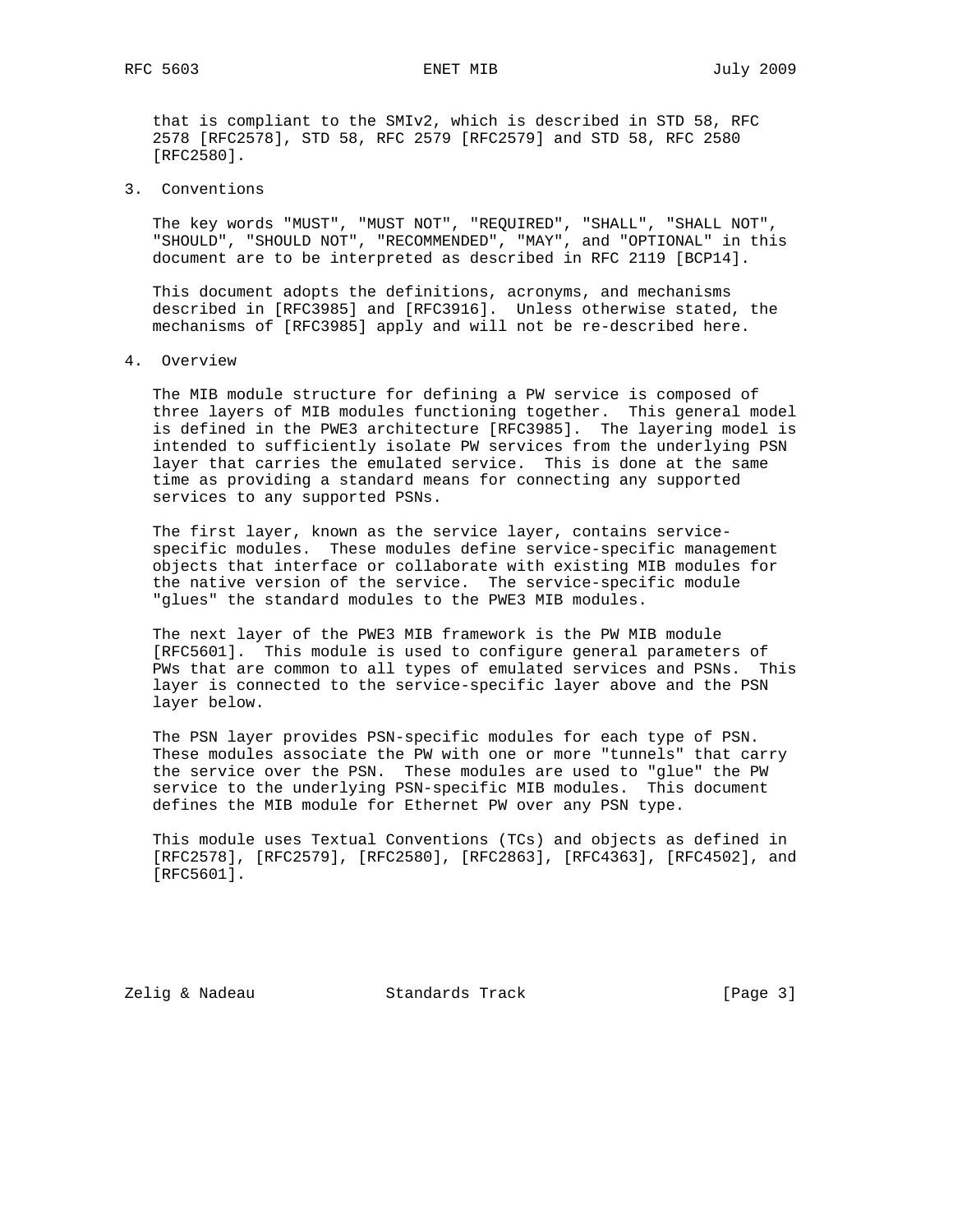that is compliant to the SMIv2, which is described in STD 58, RFC 2578 [RFC2578], STD 58, RFC 2579 [RFC2579] and STD 58, RFC 2580 [RFC2580].

## 3. Conventions

The key words "MUST", "MUST NOT", "REQUIRED", "SHALL", "SHALL NOT", "SHOULD", "SHOULD NOT", "RECOMMENDED", "MAY", and "OPTIONAL" in this document are to be interpreted as described in RFC 2119 [BCP14].

This document adopts the definitions, acronyms, and mechanisms described in [RFC3985] and [RFC3916]. Unless otherwise stated, the mechanisms of [RFC3985] apply and will not be re-described here.

## 4. Overview

The MIB module structure for defining a PW service is composed of three layers of MIB modules functioning together. This general model is defined in the PWE3 architecture [RFC3985]. The layering model is intended to sufficiently isolate PW services from the underlying PSN layer that carries the emulated service. This is done at the same time as providing a standard means for connecting any supported services to any supported PSNs.

The first layer, known as the service layer, contains service-specific modules. These modules define service-specific management objects that interface or collaborate with existing MIB modules for the native version of the service. The service-specific module "glues" the standard modules to the PWE3 MIB modules.

The next layer of the PWE3 MIB framework is the PW MIB module [RFC5601]. This module is used to configure general parameters of PWs that are common to all types of emulated services and PSNs. This layer is connected to the service-specific layer above and the PSN layer below.

The PSN layer provides PSN-specific modules for each type of PSN. These modules associate the PW with one or more "tunnels" that carry the service over the PSN. These modules are used to "glue" the PW service to the underlying PSN-specific MIB modules. This document defines the MIB module for Ethernet PW over any PSN type.

This module uses Textual Conventions (TCs) and objects as defined in [RFC2578], [RFC2579], [RFC2580], [RFC2863], [RFC4363], [RFC4502], and [RFC5601].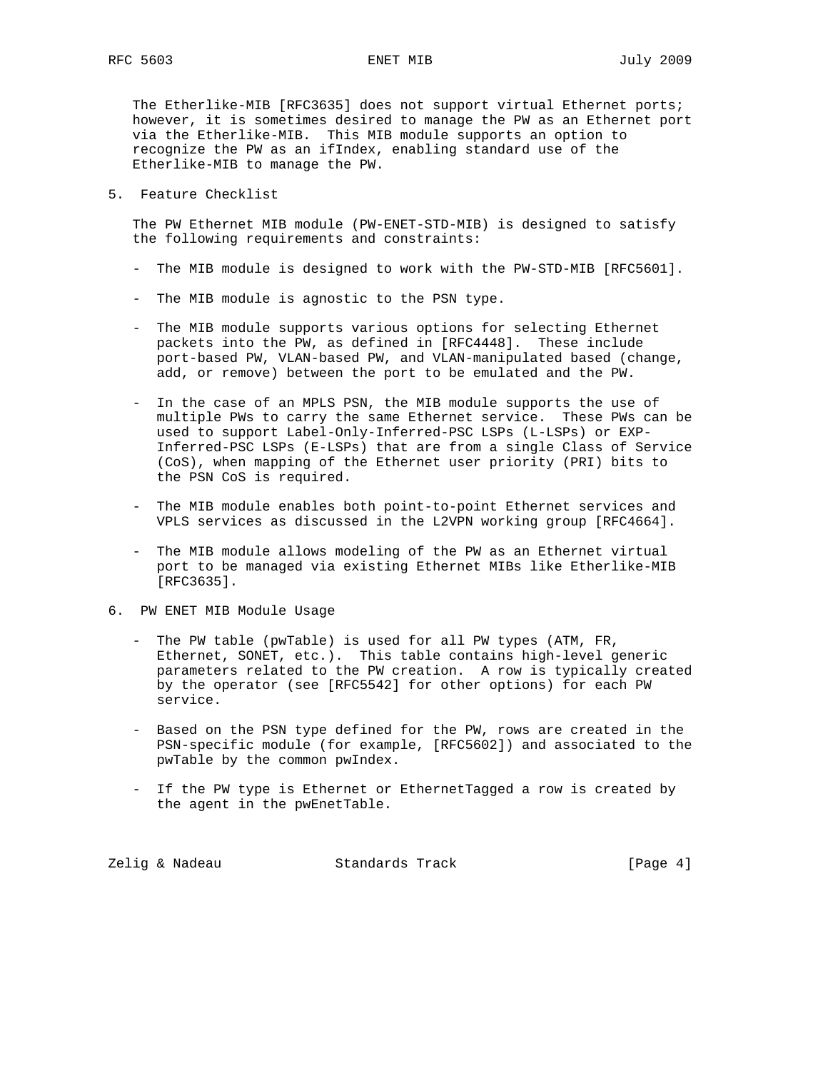The Etherlike-MIB [RFC3635] does not support virtual Ethernet ports; however, it is sometimes desired to manage the PW as an Ethernet port via the Etherlike-MIB. This MIB module supports an option to recognize the PW as an ifIndex, enabling standard use of the Etherlike-MIB to manage the PW.

## 5. Feature Checklist

The PW Ethernet MIB module (PW-ENET-STD-MIB) is designed to satisfy the following requirements and constraints:

- The MIB module is designed to work with the PW-STD-MIB [RFC5601].

- The MIB module is agnostic to the PSN type.

- The MIB module supports various options for selecting Ethernet packets into the PW, as defined in [RFC4448]. These include port-based PW, VLAN-based PW, and VLAN-manipulated based (change, add, or remove) between the port to be emulated and the PW.

- In the case of an MPLS PSN, the MIB module supports the use of multiple PWs to carry the same Ethernet service. These PWs can be used to support Label-Only-Inferred-PSC LSPs (L-LSPs) or EXP-Inferred-PSC LSPs (E-LSPs) that are from a single Class of Service (CoS), when mapping of the Ethernet user priority (PRI) bits to the PSN CoS is required.

- The MIB module enables both point-to-point Ethernet services and VPLS services as discussed in the L2VPN working group [RFC4664].

- The MIB module allows modeling of the PW as an Ethernet virtual port to be managed via existing Ethernet MIBs like Etherlike-MIB [RFC3635].

## 6. PW ENET MIB Module Usage

- The PW table (pwTable) is used for all PW types (ATM, FR, Ethernet, SONET, etc.). This table contains high-level generic parameters related to the PW creation. A row is typically created by the operator (see [RFC5542] for other options) for each PW service.

- Based on the PSN type defined for the PW, rows are created in the PSN-specific module (for example, [RFC5602]) and associated to the pwTable by the common pwIndex.

- If the PW type is Ethernet or EthernetTagged a row is created by the agent in the pwEnetTable.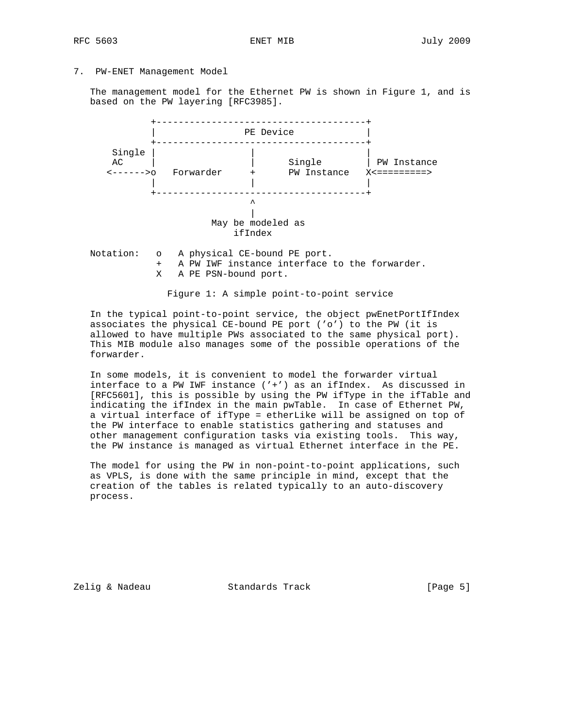## 7. PW-ENET Management Model

The management model for the Ethernet PW is shown in Figure 1, and is based on the PW layering [RFC3985].

```
          +-------------------------------------+
          |               PE Device             |
          +-------------------------------------+
   Single |                 |                   |
   AC     |                 |      Single       | PW Instance
  <------>o   Forwarder     +      PW Instance  X<=========>
          |                 |                   |
          +-------------------------------------+
                            ^
                            |
                     May be modeled as
                         ifIndex

Notation:   o   A physical CE-bound PE port.
            +   A PW IWF instance interface to the forwarder.
            X   A PE PSN-bound port.
```

Figure 1: A simple point-to-point service

In the typical point-to-point service, the object pwEnetPortIfIndex associates the physical CE-bound PE port ('o') to the PW (it is allowed to have multiple PWs associated to the same physical port). This MIB module also manages some of the possible operations of the forwarder.

In some models, it is convenient to model the forwarder virtual interface to a PW IWF instance ('+') as an ifIndex. As discussed in [RFC5601], this is possible by using the PW ifType in the ifTable and indicating the ifIndex in the main pwTable. In case of Ethernet PW, a virtual interface of ifType = etherLike will be assigned on top of the PW interface to enable statistics gathering and statuses and other management configuration tasks via existing tools. This way, the PW instance is managed as virtual Ethernet interface in the PE.

The model for using the PW in non-point-to-point applications, such as VPLS, is done with the same principle in mind, except that the creation of the tables is related typically to an auto-discovery process.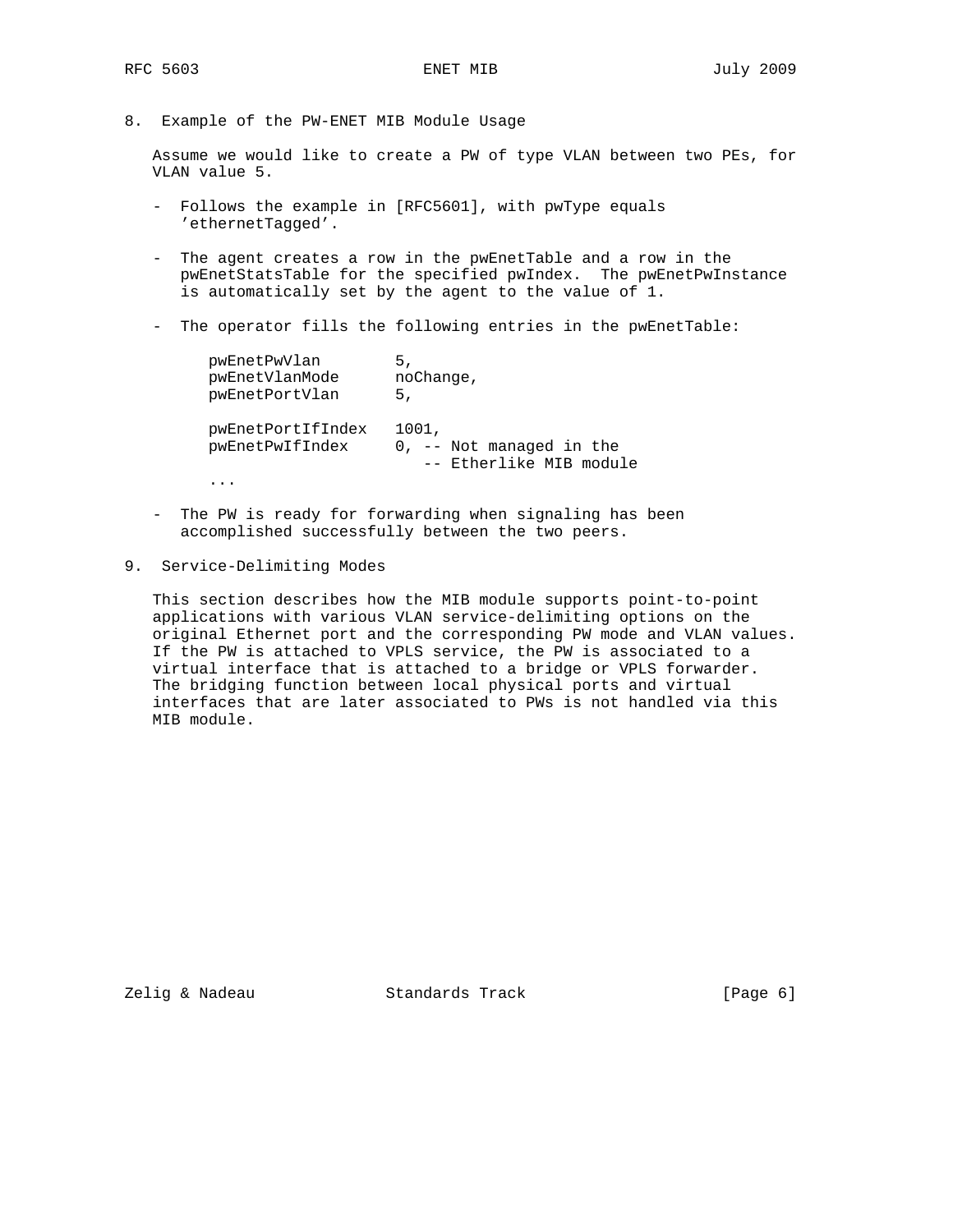## 8. Example of the PW-ENET MIB Module Usage

Assume we would like to create a PW of type VLAN between two PEs, for VLAN value 5.

- Follows the example in [RFC5601], with pwType equals 'ethernetTagged'.

- The agent creates a row in the pwEnetTable and a row in the pwEnetStatsTable for the specified pwIndex. The pwEnetPwInstance is automatically set by the agent to the value of 1.

- The operator fills the following entries in the pwEnetTable:

```
pwEnetPwVlan        5,
pwEnetVlanMode      noChange,
pwEnetPortVlan      5,

pwEnetPortIfIndex   1001,
pwEnetPwIfIndex     0, -- Not managed in the
                       -- Etherlike MIB module
...
```

- The PW is ready for forwarding when signaling has been accomplished successfully between the two peers.

## 9. Service-Delimiting Modes

This section describes how the MIB module supports point-to-point applications with various VLAN service-delimiting options on the original Ethernet port and the corresponding PW mode and VLAN values. If the PW is attached to VPLS service, the PW is associated to a virtual interface that is attached to a bridge or VPLS forwarder. The bridging function between local physical ports and virtual interfaces that are later associated to PWs is not handled via this MIB module.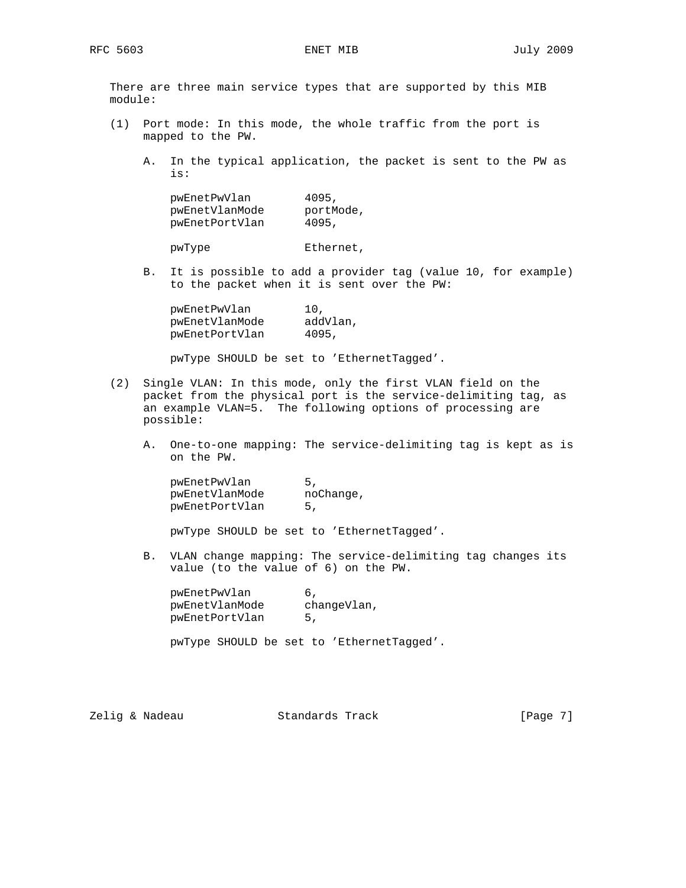There are three main service types that are supported by this MIB module:

(1) Port mode: In this mode, the whole traffic from the port is mapped to the PW.

   A. In the typical application, the packet is sent to the PW as is:

```
pwEnetPwVlan        4095,
pwEnetVlanMode      portMode,
pwEnetPortVlan      4095,

pwType              Ethernet,
```

   B. It is possible to add a provider tag (value 10, for example) to the packet when it is sent over the PW:

```
pwEnetPwVlan        10,
pwEnetVlanMode      addVlan,
pwEnetPortVlan      4095,
```

   pwType SHOULD be set to 'EthernetTagged'.

(2) Single VLAN: In this mode, only the first VLAN field on the packet from the physical port is the service-delimiting tag, as an example VLAN=5. The following options of processing are possible:

   A. One-to-one mapping: The service-delimiting tag is kept as is on the PW.

```
pwEnetPwVlan        5,
pwEnetVlanMode      noChange,
pwEnetPortVlan      5,
```

   pwType SHOULD be set to 'EthernetTagged'.

   B. VLAN change mapping: The service-delimiting tag changes its value (to the value of 6) on the PW.

```
pwEnetPwVlan        6,
pwEnetVlanMode      changeVlan,
pwEnetPortVlan      5,
```

   pwType SHOULD be set to 'EthernetTagged'.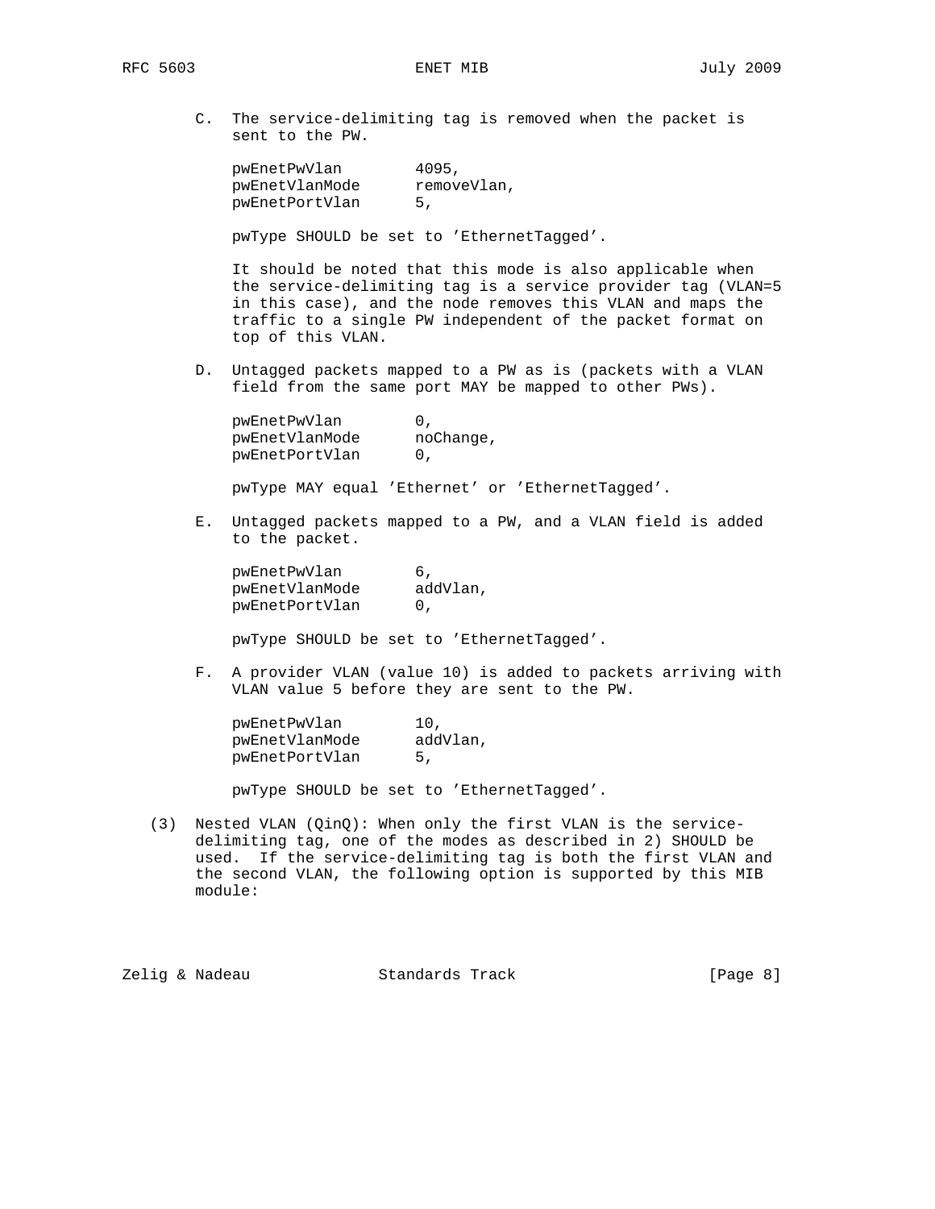C. The service-delimiting tag is removed when the packet is sent to the PW.

```
pwEnetPwVlan        4095,
pwEnetVlanMode      removeVlan,
pwEnetPortVlan      5,
```

pwType SHOULD be set to 'EthernetTagged'.

It should be noted that this mode is also applicable when the service-delimiting tag is a service provider tag (VLAN=5 in this case), and the node removes this VLAN and maps the traffic to a single PW independent of the packet format on top of this VLAN.

D. Untagged packets mapped to a PW as is (packets with a VLAN field from the same port MAY be mapped to other PWs).

```
pwEnetPwVlan        0,
pwEnetVlanMode      noChange,
pwEnetPortVlan      0,
```

pwType MAY equal 'Ethernet' or 'EthernetTagged'.

E. Untagged packets mapped to a PW, and a VLAN field is added to the packet.

```
pwEnetPwVlan        6,
pwEnetVlanMode      addVlan,
pwEnetPortVlan      0,
```

pwType SHOULD be set to 'EthernetTagged'.

F. A provider VLAN (value 10) is added to packets arriving with VLAN value 5 before they are sent to the PW.

```
pwEnetPwVlan        10,
pwEnetVlanMode      addVlan,
pwEnetPortVlan      5,
```

pwType SHOULD be set to 'EthernetTagged'.

(3) Nested VLAN (QinQ): When only the first VLAN is the service-delimiting tag, one of the modes as described in 2) SHOULD be used. If the service-delimiting tag is both the first VLAN and the second VLAN, the following option is supported by this MIB module: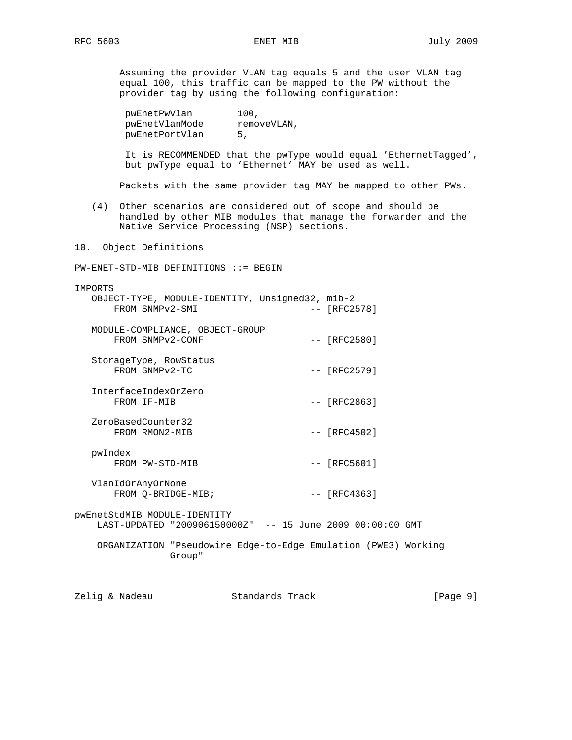Assuming the provider VLAN tag equals 5 and the user VLAN tag equal 100, this traffic can be mapped to the PW without the provider tag by using the following configuration:

```
pwEnetPwVlan        100,
pwEnetVlanMode      removeVLAN,
pwEnetPortVlan      5,
```

It is RECOMMENDED that the pwType would equal 'EthernetTagged', but pwType equal to 'Ethernet' MAY be used as well.

Packets with the same provider tag MAY be mapped to other PWs.

(4) Other scenarios are considered out of scope and should be handled by other MIB modules that manage the forwarder and the Native Service Processing (NSP) sections.

## 10. Object Definitions

```
PW-ENET-STD-MIB DEFINITIONS ::= BEGIN

IMPORTS
   OBJECT-TYPE, MODULE-IDENTITY, Unsigned32, mib-2
       FROM SNMPv2-SMI                      -- [RFC2578]

   MODULE-COMPLIANCE, OBJECT-GROUP
       FROM SNMPv2-CONF                     -- [RFC2580]

   StorageType, RowStatus
       FROM SNMPv2-TC                       -- [RFC2579]

   InterfaceIndexOrZero
       FROM IF-MIB                          -- [RFC2863]

   ZeroBasedCounter32
       FROM RMON2-MIB                       -- [RFC4502]

   pwIndex
       FROM PW-STD-MIB                      -- [RFC5601]

   VlanIdOrAnyOrNone
       FROM Q-BRIDGE-MIB;                   -- [RFC4363]

pwEnetStdMIB MODULE-IDENTITY
    LAST-UPDATED "200906150000Z"  -- 15 June 2009 00:00:00 GMT

    ORGANIZATION "Pseudowire Edge-to-Edge Emulation (PWE3) Working
                 Group"
```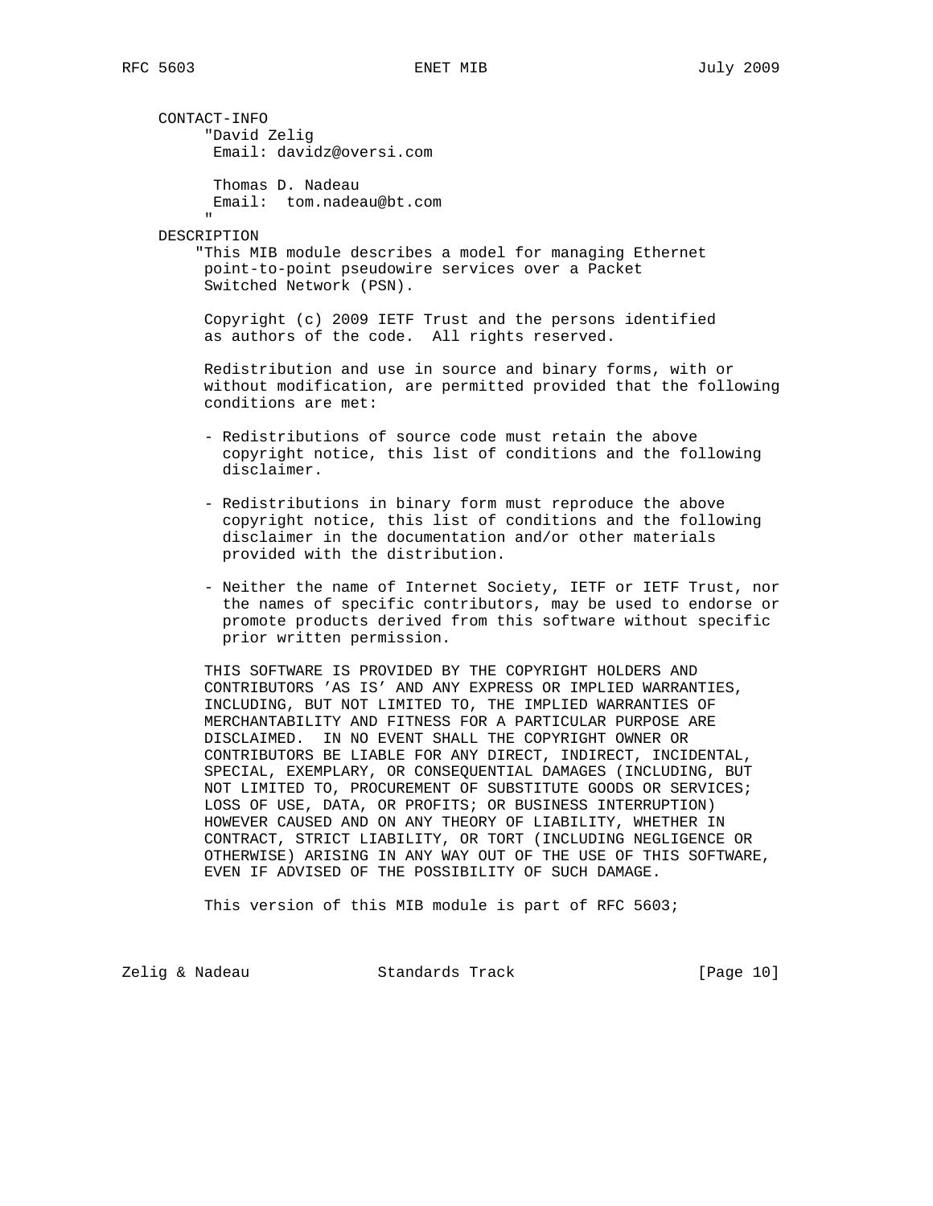```
   CONTACT-INFO
        "David Zelig
         Email: davidz@oversi.com

         Thomas D. Nadeau
         Email:  tom.nadeau@bt.com
        "
   DESCRIPTION
       "This MIB module describes a model for managing Ethernet
        point-to-point pseudowire services over a Packet
        Switched Network (PSN).

        Copyright (c) 2009 IETF Trust and the persons identified
        as authors of the code.  All rights reserved.

        Redistribution and use in source and binary forms, with or
        without modification, are permitted provided that the following
        conditions are met:

        - Redistributions of source code must retain the above
          copyright notice, this list of conditions and the following
          disclaimer.

        - Redistributions in binary form must reproduce the above
          copyright notice, this list of conditions and the following
          disclaimer in the documentation and/or other materials
          provided with the distribution.

        - Neither the name of Internet Society, IETF or IETF Trust, nor
          the names of specific contributors, may be used to endorse or
          promote products derived from this software without specific
          prior written permission.

        THIS SOFTWARE IS PROVIDED BY THE COPYRIGHT HOLDERS AND
        CONTRIBUTORS 'AS IS' AND ANY EXPRESS OR IMPLIED WARRANTIES,
        INCLUDING, BUT NOT LIMITED TO, THE IMPLIED WARRANTIES OF
        MERCHANTABILITY AND FITNESS FOR A PARTICULAR PURPOSE ARE
        DISCLAIMED.  IN NO EVENT SHALL THE COPYRIGHT OWNER OR
        CONTRIBUTORS BE LIABLE FOR ANY DIRECT, INDIRECT, INCIDENTAL,
        SPECIAL, EXEMPLARY, OR CONSEQUENTIAL DAMAGES (INCLUDING, BUT
        NOT LIMITED TO, PROCUREMENT OF SUBSTITUTE GOODS OR SERVICES;
        LOSS OF USE, DATA, OR PROFITS; OR BUSINESS INTERRUPTION)
        HOWEVER CAUSED AND ON ANY THEORY OF LIABILITY, WHETHER IN
        CONTRACT, STRICT LIABILITY, OR TORT (INCLUDING NEGLIGENCE OR
        OTHERWISE) ARISING IN ANY WAY OUT OF THE USE OF THIS SOFTWARE,
        EVEN IF ADVISED OF THE POSSIBILITY OF SUCH DAMAGE.

        This version of this MIB module is part of RFC 5603;
```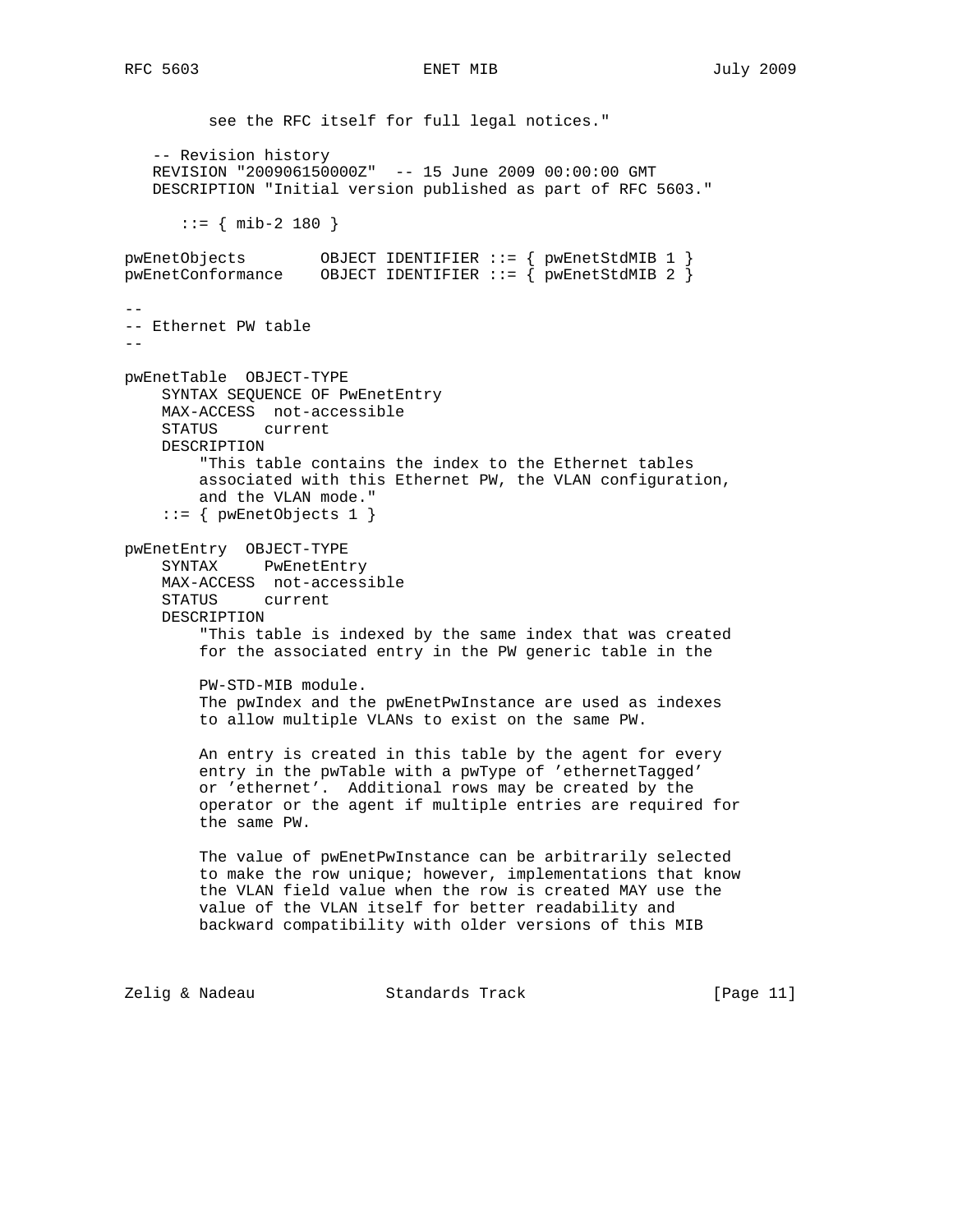```
         see the RFC itself for full legal notices."

   -- Revision history
   REVISION "200906150000Z"  -- 15 June 2009 00:00:00 GMT
   DESCRIPTION "Initial version published as part of RFC 5603."

      ::= { mib-2 180 }

pwEnetObjects        OBJECT IDENTIFIER ::= { pwEnetStdMIB 1 }
pwEnetConformance    OBJECT IDENTIFIER ::= { pwEnetStdMIB 2 }

--
-- Ethernet PW table
--

pwEnetTable  OBJECT-TYPE
    SYNTAX SEQUENCE OF PwEnetEntry
    MAX-ACCESS  not-accessible
    STATUS     current
    DESCRIPTION
        "This table contains the index to the Ethernet tables
        associated with this Ethernet PW, the VLAN configuration,
        and the VLAN mode."
    ::= { pwEnetObjects 1 }

pwEnetEntry  OBJECT-TYPE
    SYNTAX     PwEnetEntry
    MAX-ACCESS  not-accessible
    STATUS     current
    DESCRIPTION
        "This table is indexed by the same index that was created
        for the associated entry in the PW generic table in the

        PW-STD-MIB module.
        The pwIndex and the pwEnetPwInstance are used as indexes
        to allow multiple VLANs to exist on the same PW.

        An entry is created in this table by the agent for every
        entry in the pwTable with a pwType of 'ethernetTagged'
        or 'ethernet'.  Additional rows may be created by the
        operator or the agent if multiple entries are required for
        the same PW.

        The value of pwEnetPwInstance can be arbitrarily selected
        to make the row unique; however, implementations that know
        the VLAN field value when the row is created MAY use the
        value of the VLAN itself for better readability and
        backward compatibility with older versions of this MIB
```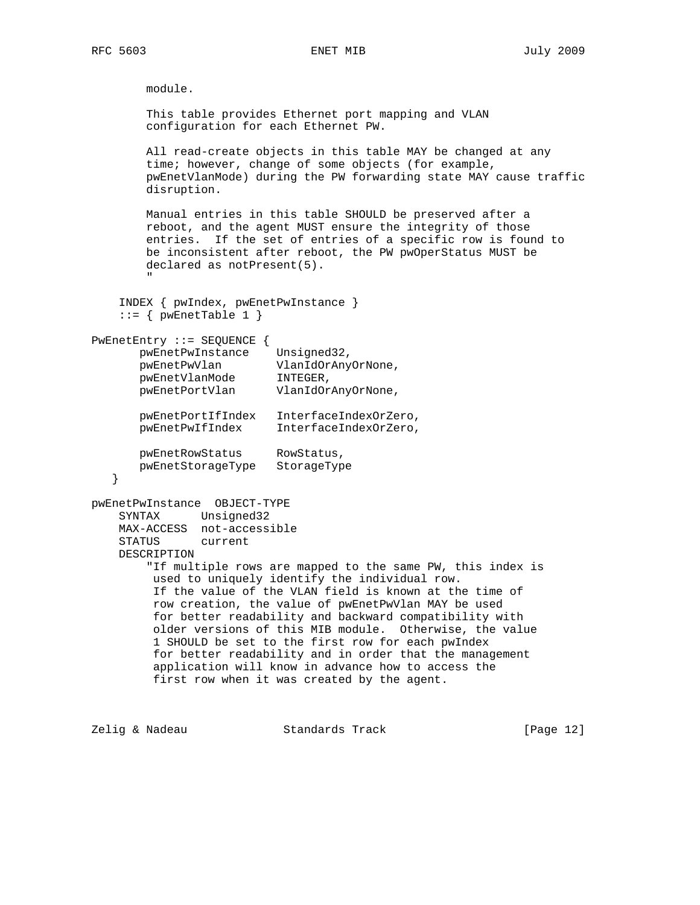```
        module.

        This table provides Ethernet port mapping and VLAN
        configuration for each Ethernet PW.

        All read-create objects in this table MAY be changed at any
        time; however, change of some objects (for example,
        pwEnetVlanMode) during the PW forwarding state MAY cause traffic
        disruption.

        Manual entries in this table SHOULD be preserved after a
        reboot, and the agent MUST ensure the integrity of those
        entries.  If the set of entries of a specific row is found to
        be inconsistent after reboot, the PW pwOperStatus MUST be
        declared as notPresent(5).
        "

    INDEX { pwIndex, pwEnetPwInstance }
    ::= { pwEnetTable 1 }

PwEnetEntry ::= SEQUENCE {
       pwEnetPwInstance    Unsigned32,
       pwEnetPwVlan        VlanIdOrAnyOrNone,
       pwEnetVlanMode      INTEGER,
       pwEnetPortVlan      VlanIdOrAnyOrNone,

       pwEnetPortIfIndex   InterfaceIndexOrZero,
       pwEnetPwIfIndex     InterfaceIndexOrZero,

       pwEnetRowStatus     RowStatus,
       pwEnetStorageType   StorageType
   }

pwEnetPwInstance  OBJECT-TYPE
    SYNTAX      Unsigned32
    MAX-ACCESS  not-accessible
    STATUS      current
    DESCRIPTION
        "If multiple rows are mapped to the same PW, this index is
         used to uniquely identify the individual row.
         If the value of the VLAN field is known at the time of
         row creation, the value of pwEnetPwVlan MAY be used
         for better readability and backward compatibility with
         older versions of this MIB module.  Otherwise, the value
         1 SHOULD be set to the first row for each pwIndex
         for better readability and in order that the management
         application will know in advance how to access the
         first row when it was created by the agent.
```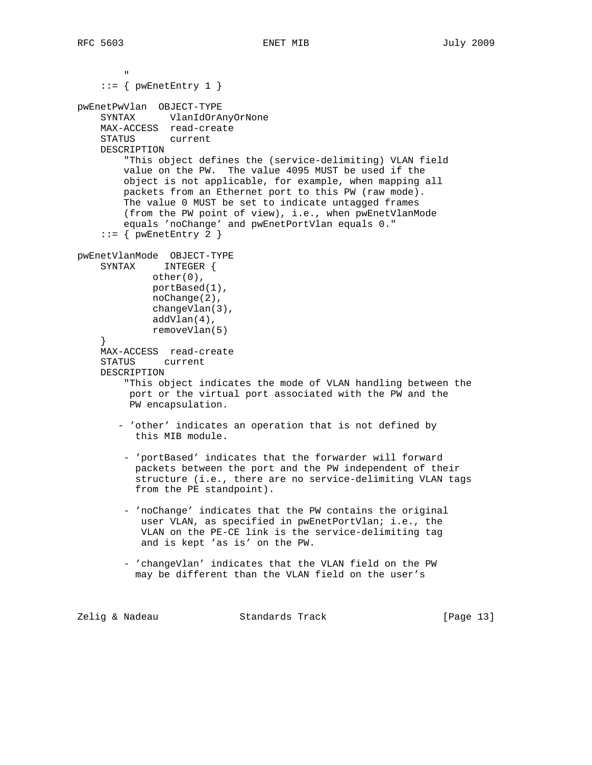```
        "
    ::= { pwEnetEntry 1 }

pwEnetPwVlan  OBJECT-TYPE
    SYNTAX      VlanIdOrAnyOrNone
    MAX-ACCESS  read-create
    STATUS      current
    DESCRIPTION
        "This object defines the (service-delimiting) VLAN field
        value on the PW.  The value 4095 MUST be used if the
        object is not applicable, for example, when mapping all
        packets from an Ethernet port to this PW (raw mode).
        The value 0 MUST be set to indicate untagged frames
        (from the PW point of view), i.e., when pwEnetVlanMode
        equals 'noChange' and pwEnetPortVlan equals 0."
    ::= { pwEnetEntry 2 }

pwEnetVlanMode  OBJECT-TYPE
    SYNTAX     INTEGER {
             other(0),
             portBased(1),
             noChange(2),
             changeVlan(3),
             addVlan(4),
             removeVlan(5)
    }
    MAX-ACCESS  read-create
    STATUS     current
    DESCRIPTION
        "This object indicates the mode of VLAN handling between the
         port or the virtual port associated with the PW and the
         PW encapsulation.

       - 'other' indicates an operation that is not defined by
          this MIB module.

        - 'portBased' indicates that the forwarder will forward
          packets between the port and the PW independent of their
          structure (i.e., there are no service-delimiting VLAN tags
          from the PE standpoint).

        - 'noChange' indicates that the PW contains the original
           user VLAN, as specified in pwEnetPortVlan; i.e., the
           VLAN on the PE-CE link is the service-delimiting tag
           and is kept 'as is' on the PW.

        - 'changeVlan' indicates that the VLAN field on the PW
          may be different than the VLAN field on the user's
```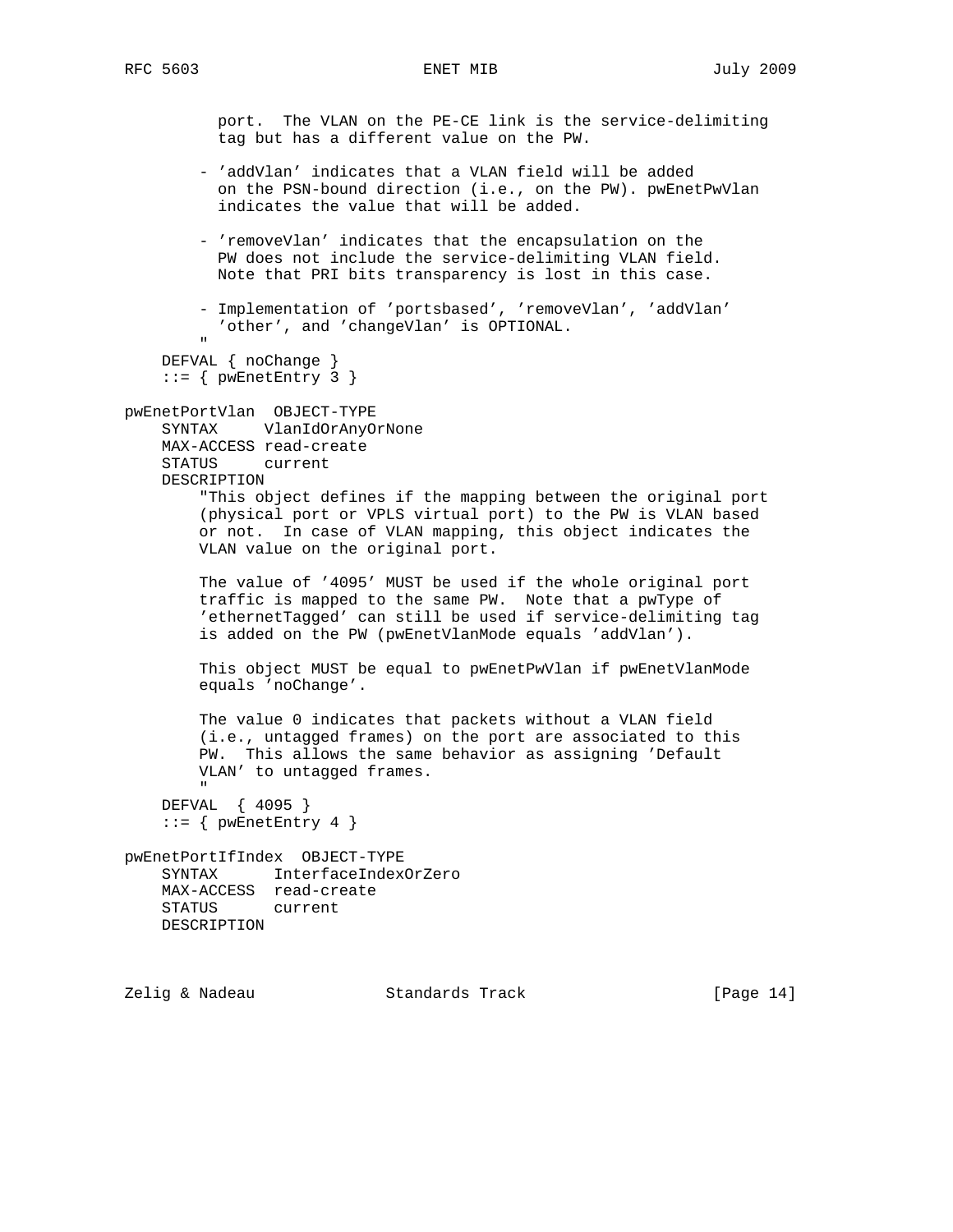```
          port.  The VLAN on the PE-CE link is the service-delimiting
          tag but has a different value on the PW.

        - 'addVlan' indicates that a VLAN field will be added
          on the PSN-bound direction (i.e., on the PW). pwEnetPwVlan
          indicates the value that will be added.

        - 'removeVlan' indicates that the encapsulation on the
          PW does not include the service-delimiting VLAN field.
          Note that PRI bits transparency is lost in this case.

        - Implementation of 'portsbased', 'removeVlan', 'addVlan'
          'other', and 'changeVlan' is OPTIONAL.
        "
    DEFVAL { noChange }
    ::= { pwEnetEntry 3 }

pwEnetPortVlan  OBJECT-TYPE
    SYNTAX     VlanIdOrAnyOrNone
    MAX-ACCESS read-create
    STATUS     current
    DESCRIPTION
        "This object defines if the mapping between the original port
        (physical port or VPLS virtual port) to the PW is VLAN based
        or not.  In case of VLAN mapping, this object indicates the
        VLAN value on the original port.

        The value of '4095' MUST be used if the whole original port
        traffic is mapped to the same PW.  Note that a pwType of
        'ethernetTagged' can still be used if service-delimiting tag
        is added on the PW (pwEnetVlanMode equals 'addVlan').

        This object MUST be equal to pwEnetPwVlan if pwEnetVlanMode
        equals 'noChange'.

        The value 0 indicates that packets without a VLAN field
        (i.e., untagged frames) on the port are associated to this
        PW.  This allows the same behavior as assigning 'Default
        VLAN' to untagged frames.
        "
    DEFVAL  { 4095 }
    ::= { pwEnetEntry 4 }

pwEnetPortIfIndex  OBJECT-TYPE
    SYNTAX      InterfaceIndexOrZero
    MAX-ACCESS  read-create
    STATUS      current
    DESCRIPTION
```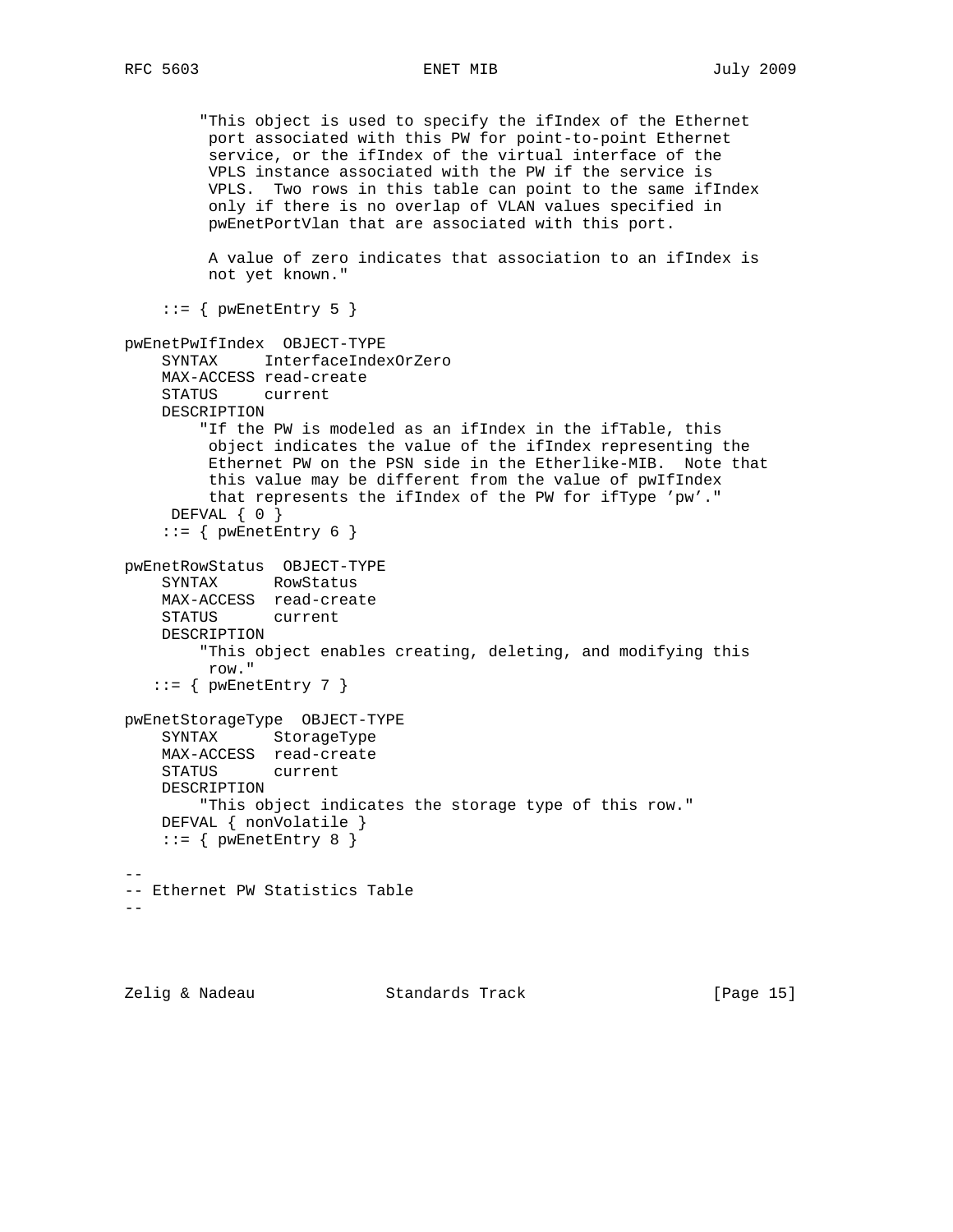```
        "This object is used to specify the ifIndex of the Ethernet
         port associated with this PW for point-to-point Ethernet
         service, or the ifIndex of the virtual interface of the
         VPLS instance associated with the PW if the service is
         VPLS.  Two rows in this table can point to the same ifIndex
         only if there is no overlap of VLAN values specified in
         pwEnetPortVlan that are associated with this port.

         A value of zero indicates that association to an ifIndex is
         not yet known."

    ::= { pwEnetEntry 5 }

pwEnetPwIfIndex  OBJECT-TYPE
    SYNTAX     InterfaceIndexOrZero
    MAX-ACCESS read-create
    STATUS     current
    DESCRIPTION
        "If the PW is modeled as an ifIndex in the ifTable, this
         object indicates the value of the ifIndex representing the
         Ethernet PW on the PSN side in the Etherlike-MIB.  Note that
         this value may be different from the value of pwIfIndex
         that represents the ifIndex of the PW for ifType 'pw'."
     DEFVAL { 0 }
    ::= { pwEnetEntry 6 }

pwEnetRowStatus  OBJECT-TYPE
    SYNTAX      RowStatus
    MAX-ACCESS  read-create
    STATUS      current
    DESCRIPTION
        "This object enables creating, deleting, and modifying this
         row."
   ::= { pwEnetEntry 7 }

pwEnetStorageType  OBJECT-TYPE
    SYNTAX      StorageType
    MAX-ACCESS  read-create
    STATUS      current
    DESCRIPTION
        "This object indicates the storage type of this row."
    DEFVAL { nonVolatile }
    ::= { pwEnetEntry 8 }

--
-- Ethernet PW Statistics Table
--
```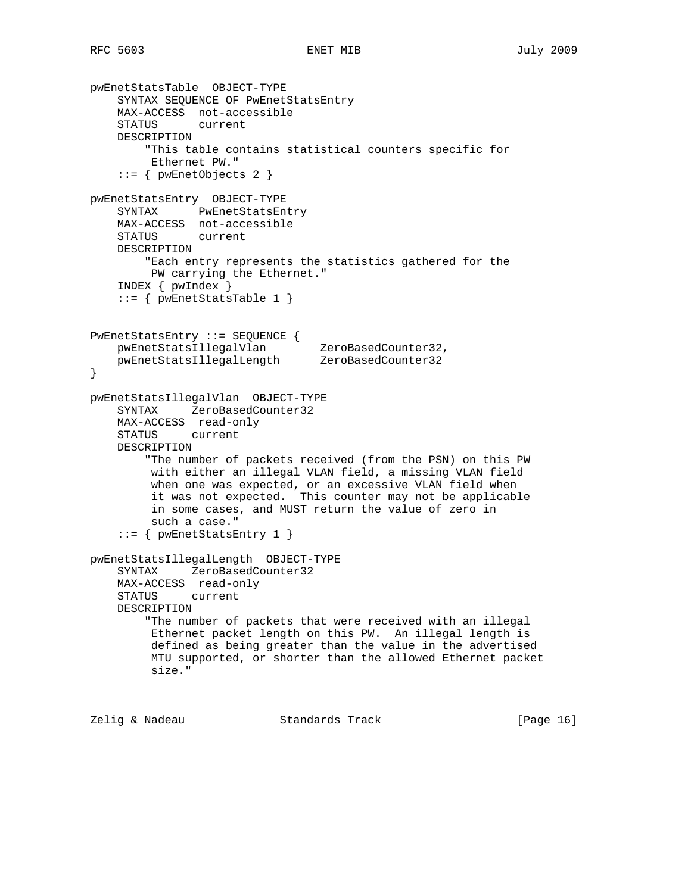```
pwEnetStatsTable  OBJECT-TYPE
    SYNTAX SEQUENCE OF PwEnetStatsEntry
    MAX-ACCESS  not-accessible
    STATUS      current
    DESCRIPTION
        "This table contains statistical counters specific for
         Ethernet PW."
    ::= { pwEnetObjects 2 }

pwEnetStatsEntry  OBJECT-TYPE
    SYNTAX      PwEnetStatsEntry
    MAX-ACCESS  not-accessible
    STATUS      current
    DESCRIPTION
        "Each entry represents the statistics gathered for the
         PW carrying the Ethernet."
    INDEX { pwIndex }
    ::= { pwEnetStatsTable 1 }


PwEnetStatsEntry ::= SEQUENCE {
    pwEnetStatsIllegalVlan        ZeroBasedCounter32,
    pwEnetStatsIllegalLength      ZeroBasedCounter32
}

pwEnetStatsIllegalVlan  OBJECT-TYPE
    SYNTAX     ZeroBasedCounter32
    MAX-ACCESS  read-only
    STATUS     current
    DESCRIPTION
        "The number of packets received (from the PSN) on this PW
         with either an illegal VLAN field, a missing VLAN field
         when one was expected, or an excessive VLAN field when
         it was not expected.  This counter may not be applicable
         in some cases, and MUST return the value of zero in
         such a case."
    ::= { pwEnetStatsEntry 1 }

pwEnetStatsIllegalLength  OBJECT-TYPE
    SYNTAX     ZeroBasedCounter32
    MAX-ACCESS  read-only
    STATUS     current
    DESCRIPTION
        "The number of packets that were received with an illegal
         Ethernet packet length on this PW.  An illegal length is
         defined as being greater than the value in the advertised
         MTU supported, or shorter than the allowed Ethernet packet
         size."
```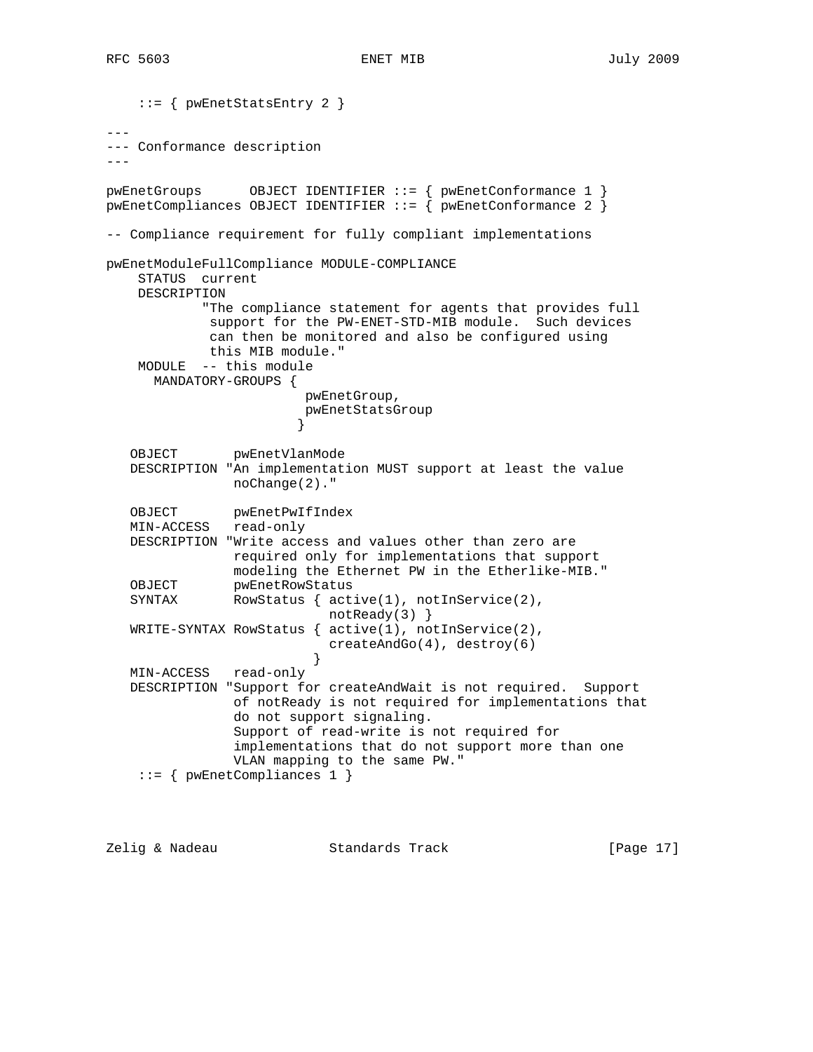```
    ::= { pwEnetStatsEntry 2 }

---
--- Conformance description
---

pwEnetGroups      OBJECT IDENTIFIER ::= { pwEnetConformance 1 }
pwEnetCompliances OBJECT IDENTIFIER ::= { pwEnetConformance 2 }

-- Compliance requirement for fully compliant implementations

pwEnetModuleFullCompliance MODULE-COMPLIANCE
    STATUS  current
    DESCRIPTION
            "The compliance statement for agents that provides full
             support for the PW-ENET-STD-MIB module.  Such devices
             can then be monitored and also be configured using
             this MIB module."
    MODULE  -- this module
      MANDATORY-GROUPS {
                         pwEnetGroup,
                         pwEnetStatsGroup
                        }

   OBJECT       pwEnetVlanMode
   DESCRIPTION "An implementation MUST support at least the value
                noChange(2)."

   OBJECT       pwEnetPwIfIndex
   MIN-ACCESS   read-only
   DESCRIPTION "Write access and values other than zero are
                required only for implementations that support
                modeling the Ethernet PW in the Etherlike-MIB."
   OBJECT       pwEnetRowStatus
   SYNTAX       RowStatus { active(1), notInService(2),
                            notReady(3) }
   WRITE-SYNTAX RowStatus { active(1), notInService(2),
                            createAndGo(4), destroy(6)
                          }
   MIN-ACCESS   read-only
   DESCRIPTION "Support for createAndWait is not required.  Support
                of notReady is not required for implementations that
                do not support signaling.
                Support of read-write is not required for
                implementations that do not support more than one
                VLAN mapping to the same PW."
    ::= { pwEnetCompliances 1 }
```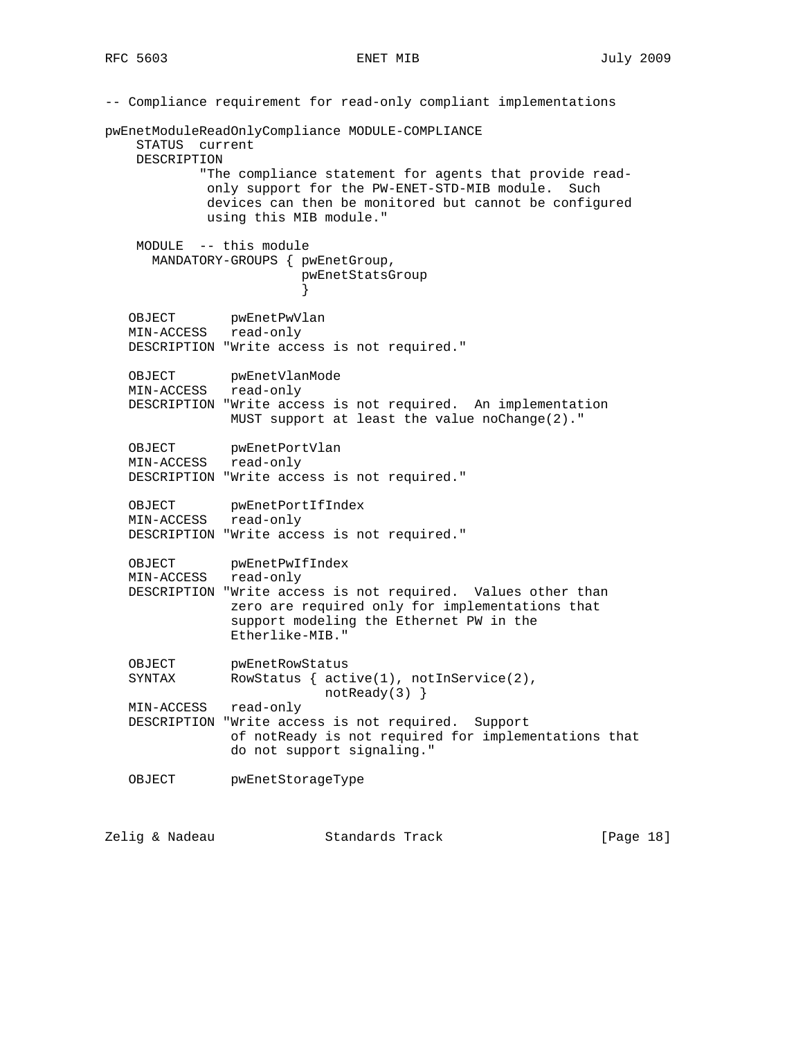```
-- Compliance requirement for read-only compliant implementations

pwEnetModuleReadOnlyCompliance MODULE-COMPLIANCE
    STATUS  current
    DESCRIPTION
            "The compliance statement for agents that provide read-
             only support for the PW-ENET-STD-MIB module.  Such
             devices can then be monitored but cannot be configured
             using this MIB module."

    MODULE  -- this module
      MANDATORY-GROUPS { pwEnetGroup,
                         pwEnetStatsGroup
                         }

   OBJECT       pwEnetPwVlan
   MIN-ACCESS   read-only
   DESCRIPTION "Write access is not required."

   OBJECT       pwEnetVlanMode
   MIN-ACCESS   read-only
   DESCRIPTION "Write access is not required.  An implementation
                MUST support at least the value noChange(2)."

   OBJECT       pwEnetPortVlan
   MIN-ACCESS   read-only
   DESCRIPTION "Write access is not required."

   OBJECT       pwEnetPortIfIndex
   MIN-ACCESS   read-only
   DESCRIPTION "Write access is not required."

   OBJECT       pwEnetPwIfIndex
   MIN-ACCESS   read-only
   DESCRIPTION "Write access is not required.  Values other than
                zero are required only for implementations that
                support modeling the Ethernet PW in the
                Etherlike-MIB."

   OBJECT       pwEnetRowStatus
   SYNTAX       RowStatus { active(1), notInService(2),
                            notReady(3) }
   MIN-ACCESS   read-only
   DESCRIPTION "Write access is not required.  Support
                of notReady is not required for implementations that
                do not support signaling."

   OBJECT       pwEnetStorageType
```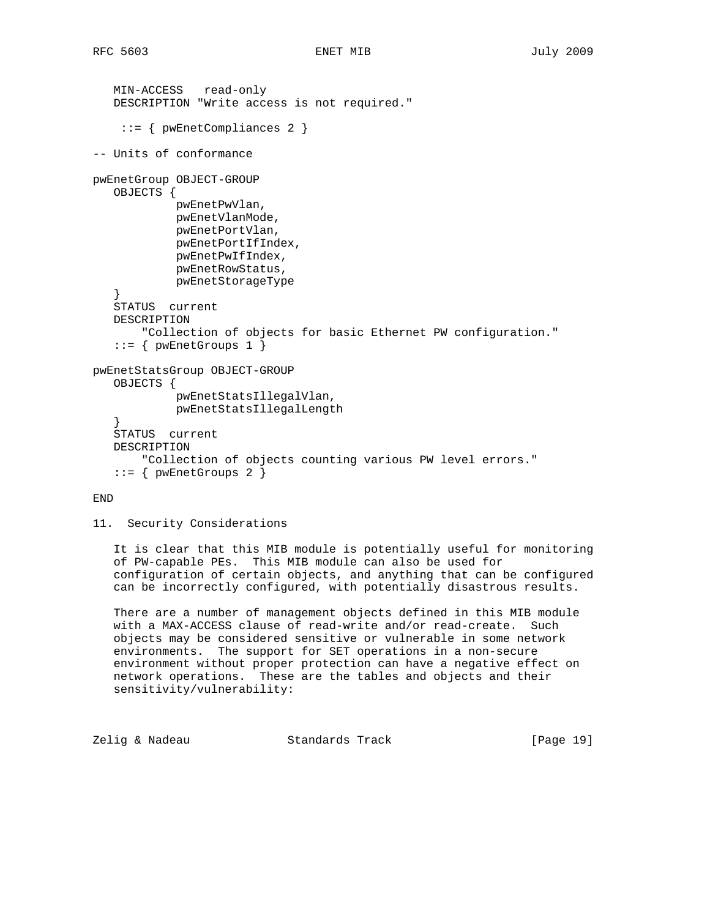```
   MIN-ACCESS   read-only
   DESCRIPTION "Write access is not required."

    ::= { pwEnetCompliances 2 }

-- Units of conformance

pwEnetGroup OBJECT-GROUP
   OBJECTS {
            pwEnetPwVlan,
            pwEnetVlanMode,
            pwEnetPortVlan,
            pwEnetPortIfIndex,
            pwEnetPwIfIndex,
            pwEnetRowStatus,
            pwEnetStorageType
   }
   STATUS  current
   DESCRIPTION
       "Collection of objects for basic Ethernet PW configuration."
   ::= { pwEnetGroups 1 }

pwEnetStatsGroup OBJECT-GROUP
   OBJECTS {
            pwEnetStatsIllegalVlan,
            pwEnetStatsIllegalLength
   }
   STATUS  current
   DESCRIPTION
       "Collection of objects counting various PW level errors."
   ::= { pwEnetGroups 2 }

END
```

## 11. Security Considerations

It is clear that this MIB module is potentially useful for monitoring of PW-capable PEs. This MIB module can also be used for configuration of certain objects, and anything that can be configured can be incorrectly configured, with potentially disastrous results.

There are a number of management objects defined in this MIB module with a MAX-ACCESS clause of read-write and/or read-create. Such objects may be considered sensitive or vulnerable in some network environments. The support for SET operations in a non-secure environment without proper protection can have a negative effect on network operations. These are the tables and objects and their sensitivity/vulnerability: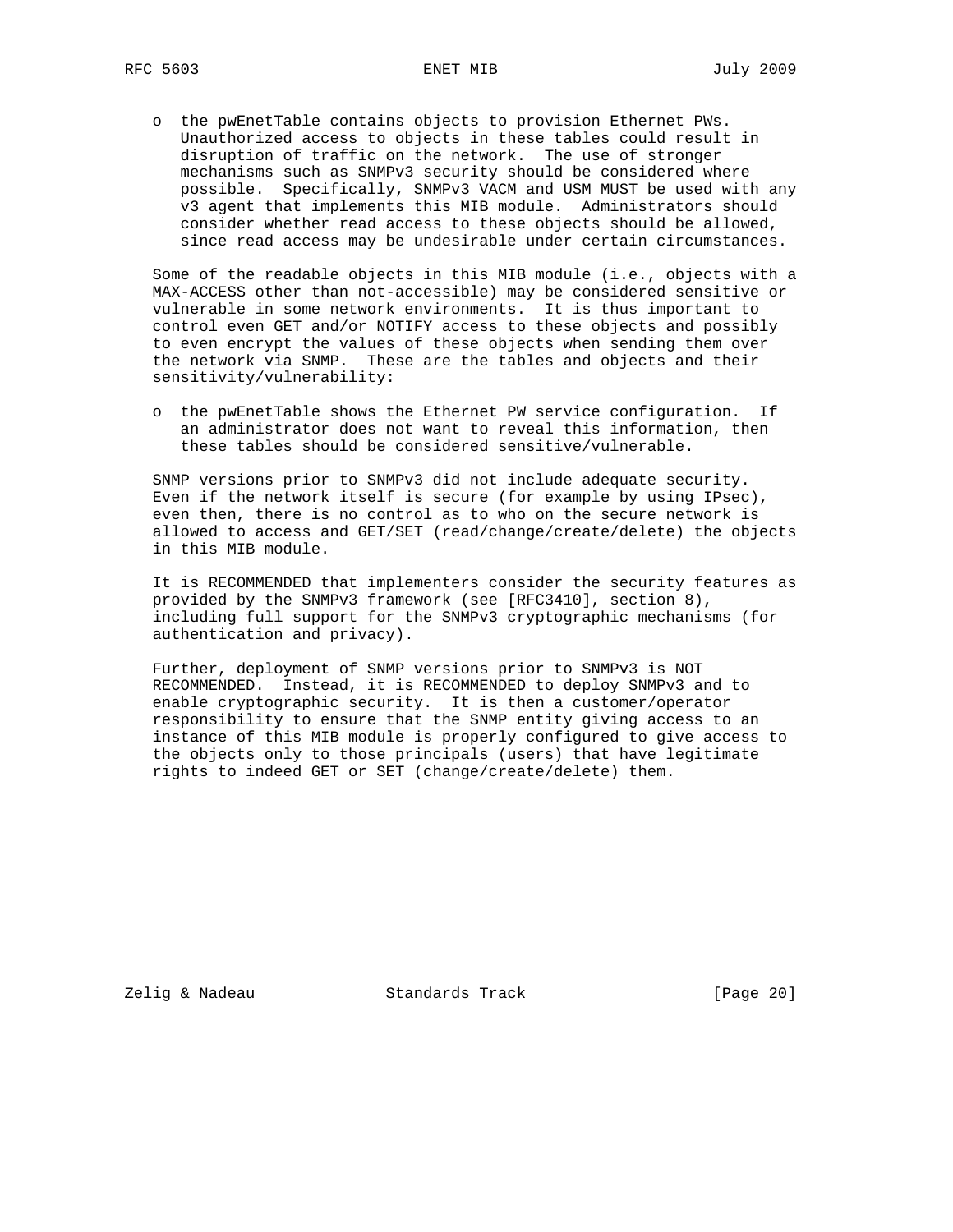- the pwEnetTable contains objects to provision Ethernet PWs. Unauthorized access to objects in these tables could result in disruption of traffic on the network. The use of stronger mechanisms such as SNMPv3 security should be considered where possible. Specifically, SNMPv3 VACM and USM MUST be used with any v3 agent that implements this MIB module. Administrators should consider whether read access to these objects should be allowed, since read access may be undesirable under certain circumstances.

Some of the readable objects in this MIB module (i.e., objects with a MAX-ACCESS other than not-accessible) may be considered sensitive or vulnerable in some network environments. It is thus important to control even GET and/or NOTIFY access to these objects and possibly to even encrypt the values of these objects when sending them over the network via SNMP. These are the tables and objects and their sensitivity/vulnerability:

- the pwEnetTable shows the Ethernet PW service configuration. If an administrator does not want to reveal this information, then these tables should be considered sensitive/vulnerable.

SNMP versions prior to SNMPv3 did not include adequate security. Even if the network itself is secure (for example by using IPsec), even then, there is no control as to who on the secure network is allowed to access and GET/SET (read/change/create/delete) the objects in this MIB module.

It is RECOMMENDED that implementers consider the security features as provided by the SNMPv3 framework (see [RFC3410], section 8), including full support for the SNMPv3 cryptographic mechanisms (for authentication and privacy).

Further, deployment of SNMP versions prior to SNMPv3 is NOT RECOMMENDED. Instead, it is RECOMMENDED to deploy SNMPv3 and to enable cryptographic security. It is then a customer/operator responsibility to ensure that the SNMP entity giving access to an instance of this MIB module is properly configured to give access to the objects only to those principals (users) that have legitimate rights to indeed GET or SET (change/create/delete) them.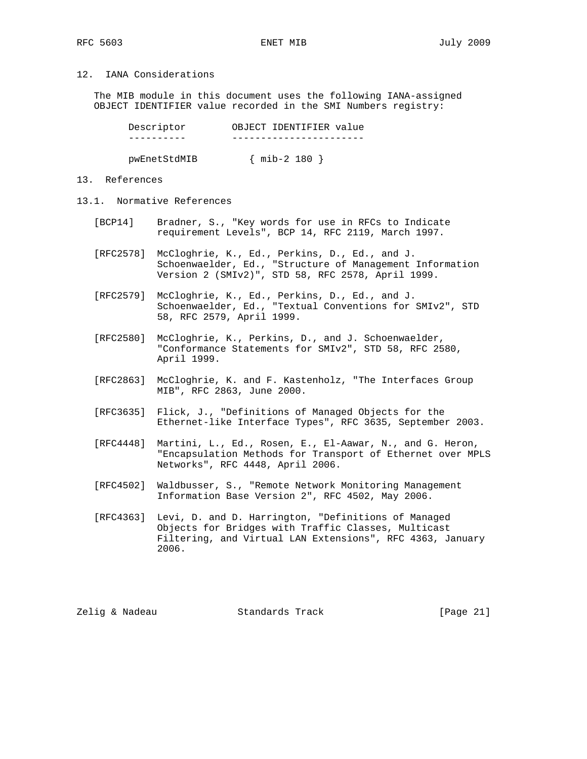## 12. IANA Considerations

The MIB module in this document uses the following IANA-assigned OBJECT IDENTIFIER value recorded in the SMI Numbers registry:

| Descriptor | OBJECT IDENTIFIER value |
|---|---|
| pwEnetStdMIB | { mib-2 180 } |

## 13. References

### 13.1. Normative References

[BCP14] Bradner, S., "Key words for use in RFCs to Indicate requirement Levels", BCP 14, RFC 2119, March 1997.

[RFC2578] McCloghrie, K., Ed., Perkins, D., Ed., and J. Schoenwaelder, Ed., "Structure of Management Information Version 2 (SMIv2)", STD 58, RFC 2578, April 1999.

[RFC2579] McCloghrie, K., Ed., Perkins, D., Ed., and J. Schoenwaelder, Ed., "Textual Conventions for SMIv2", STD 58, RFC 2579, April 1999.

[RFC2580] McCloghrie, K., Perkins, D., and J. Schoenwaelder, "Conformance Statements for SMIv2", STD 58, RFC 2580, April 1999.

[RFC2863] McCloghrie, K. and F. Kastenholz, "The Interfaces Group MIB", RFC 2863, June 2000.

[RFC3635] Flick, J., "Definitions of Managed Objects for the Ethernet-like Interface Types", RFC 3635, September 2003.

[RFC4448] Martini, L., Ed., Rosen, E., El-Aawar, N., and G. Heron, "Encapsulation Methods for Transport of Ethernet over MPLS Networks", RFC 4448, April 2006.

[RFC4502] Waldbusser, S., "Remote Network Monitoring Management Information Base Version 2", RFC 4502, May 2006.

[RFC4363] Levi, D. and D. Harrington, "Definitions of Managed Objects for Bridges with Traffic Classes, Multicast Filtering, and Virtual LAN Extensions", RFC 4363, January 2006.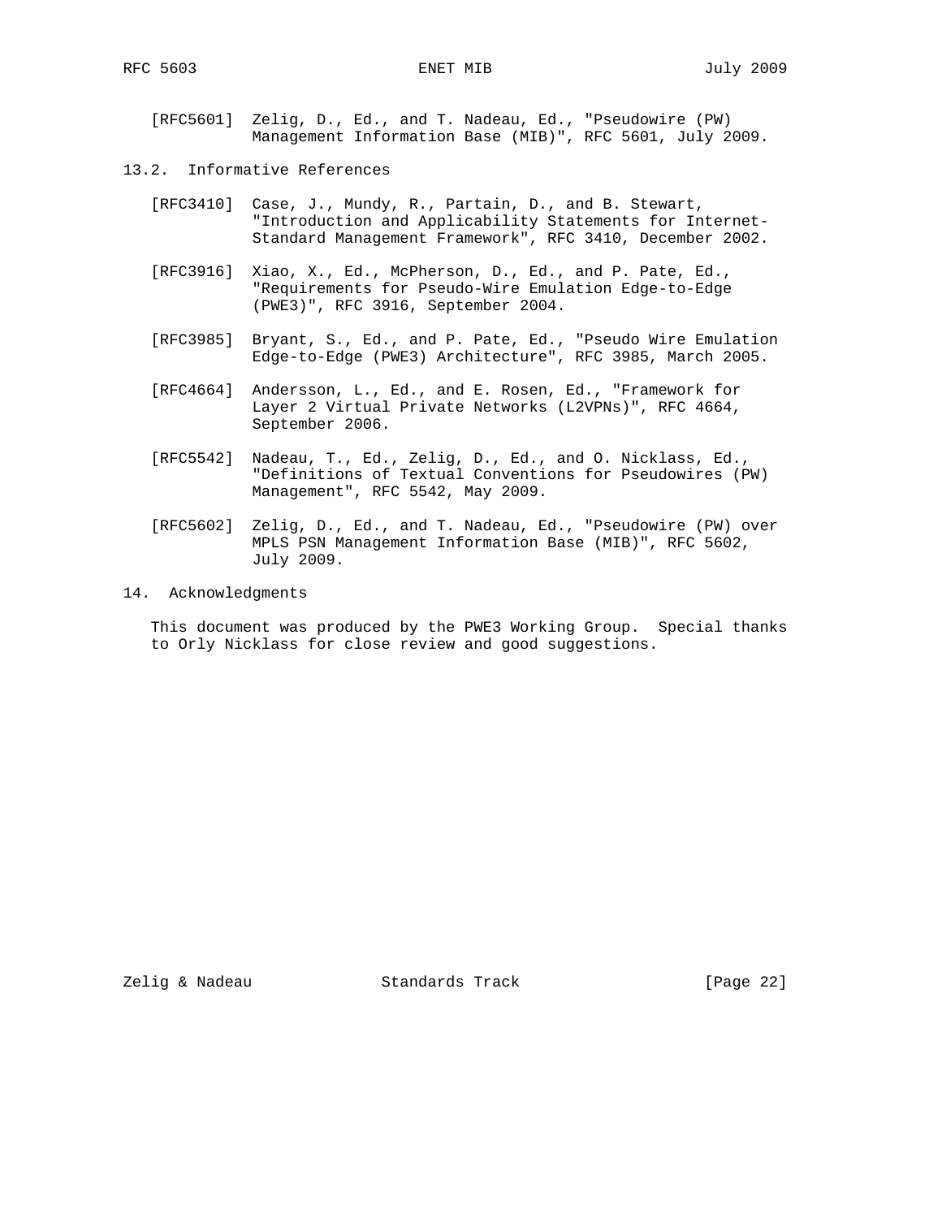[RFC5601] Zelig, D., Ed., and T. Nadeau, Ed., "Pseudowire (PW) Management Information Base (MIB)", RFC 5601, July 2009.

### 13.2. Informative References

[RFC3410] Case, J., Mundy, R., Partain, D., and B. Stewart, "Introduction and Applicability Statements for Internet-Standard Management Framework", RFC 3410, December 2002.

[RFC3916] Xiao, X., Ed., McPherson, D., Ed., and P. Pate, Ed., "Requirements for Pseudo-Wire Emulation Edge-to-Edge (PWE3)", RFC 3916, September 2004.

[RFC3985] Bryant, S., Ed., and P. Pate, Ed., "Pseudo Wire Emulation Edge-to-Edge (PWE3) Architecture", RFC 3985, March 2005.

[RFC4664] Andersson, L., Ed., and E. Rosen, Ed., "Framework for Layer 2 Virtual Private Networks (L2VPNs)", RFC 4664, September 2006.

[RFC5542] Nadeau, T., Ed., Zelig, D., Ed., and O. Nicklass, Ed., "Definitions of Textual Conventions for Pseudowires (PW) Management", RFC 5542, May 2009.

[RFC5602] Zelig, D., Ed., and T. Nadeau, Ed., "Pseudowire (PW) over MPLS PSN Management Information Base (MIB)", RFC 5602, July 2009.

## 14. Acknowledgments

This document was produced by the PWE3 Working Group. Special thanks to Orly Nicklass for close review and good suggestions.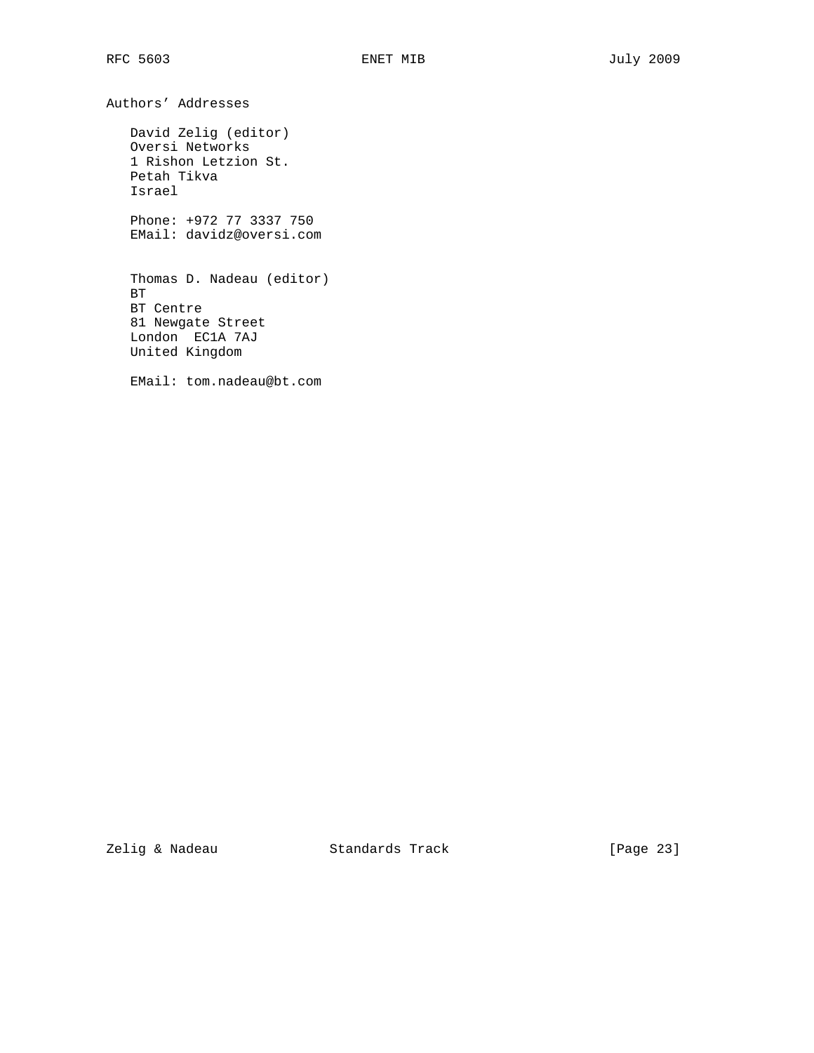## Authors' Addresses

David Zelig (editor)
Oversi Networks
1 Rishon Letzion St.
Petah Tikva
Israel

Phone: +972 77 3337 750
EMail: davidz@oversi.com

Thomas D. Nadeau (editor)
BT
BT Centre
81 Newgate Street
London  EC1A 7AJ
United Kingdom

EMail: tom.nadeau@bt.com